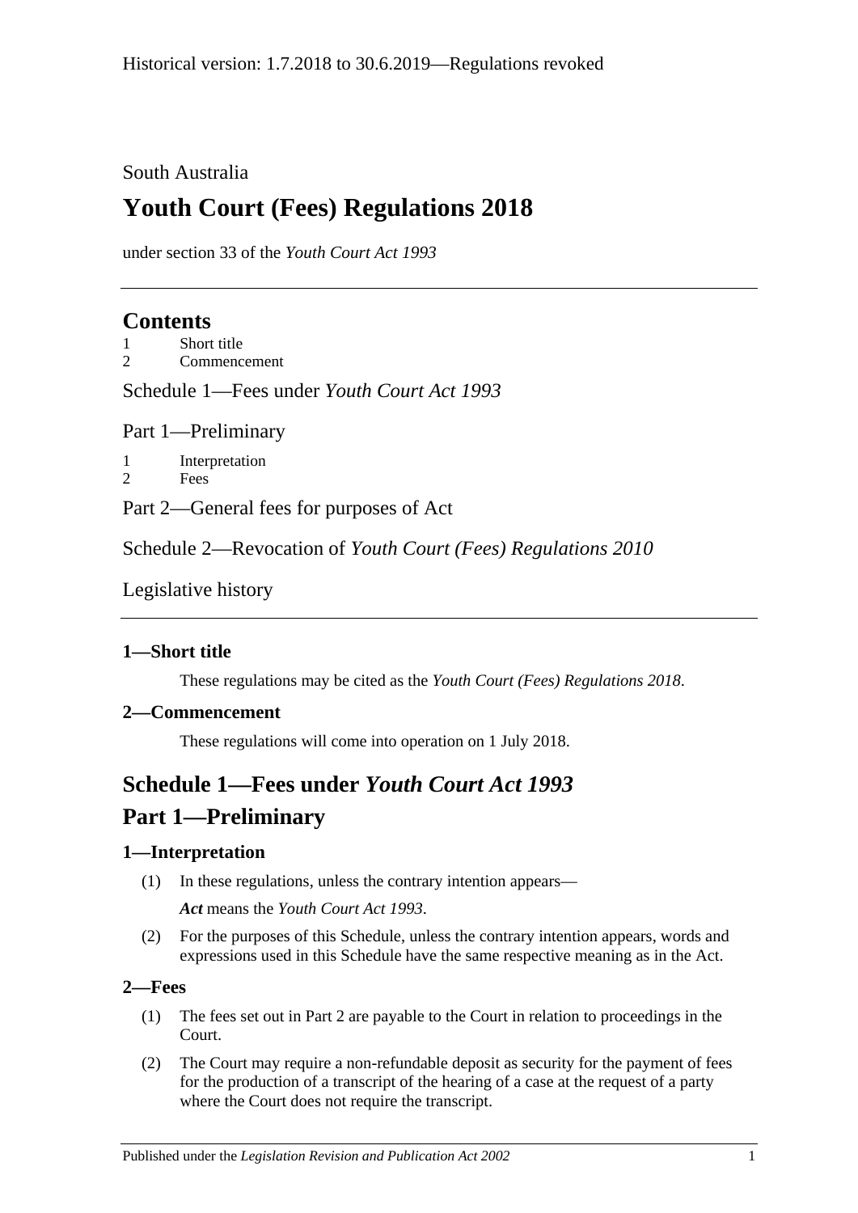Historical version: 1.7.2018 to 30.6.2019—Regulations revoked

South Australia

# Youth Court (Fees) Regulations 2018

under section 33 of the *Youth Court Act 1993*

## Contents

1 Short title
2 Commencement

Schedule 1—Fees under *Youth Court Act 1993*

Part 1—Preliminary

1 Interpretation
2 Fees

Part 2—General fees for purposes of Act

Schedule 2—Revocation of *Youth Court (Fees) Regulations 2010*

Legislative history

### 1—Short title

These regulations may be cited as the *Youth Court (Fees) Regulations 2018*.

### 2—Commencement

These regulations will come into operation on 1 July 2018.

## Schedule 1—Fees under *Youth Court Act 1993*

## Part 1—Preliminary

### 1—Interpretation

(1) In these regulations, unless the contrary intention appears—

***Act*** means the *Youth Court Act 1993*.

(2) For the purposes of this Schedule, unless the contrary intention appears, words and expressions used in this Schedule have the same respective meaning as in the Act.

### 2—Fees

(1) The fees set out in Part 2 are payable to the Court in relation to proceedings in the Court.

(2) The Court may require a non-refundable deposit as security for the payment of fees for the production of a transcript of the hearing of a case at the request of a party where the Court does not require the transcript.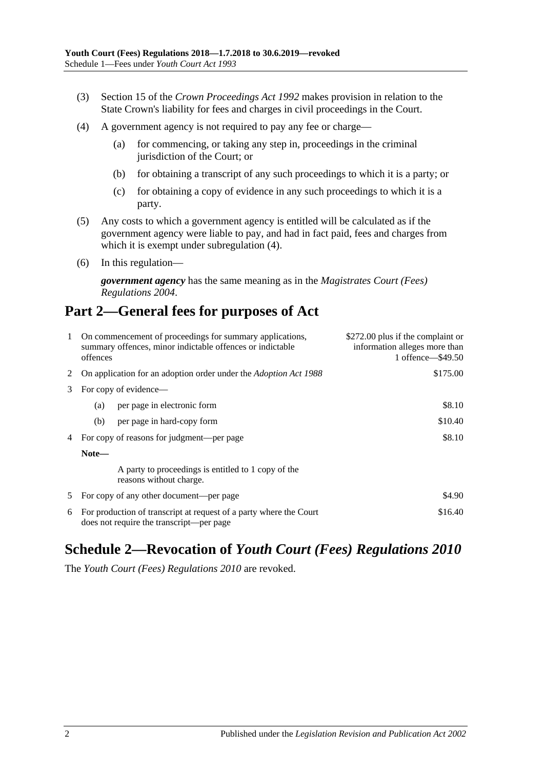(3) Section 15 of the *Crown Proceedings Act 1992* makes provision in relation to the State Crown's liability for fees and charges in civil proceedings in the Court.

(4) A government agency is not required to pay any fee or charge—

(a) for commencing, or taking any step in, proceedings in the criminal jurisdiction of the Court; or

(b) for obtaining a transcript of any such proceedings to which it is a party; or

(c) for obtaining a copy of evidence in any such proceedings to which it is a party.

(5) Any costs to which a government agency is entitled will be calculated as if the government agency were liable to pay, and had in fact paid, fees and charges from which it is exempt under subregulation (4).

(6) In this regulation—

***government agency*** has the same meaning as in the *Magistrates Court (Fees) Regulations 2004*.

## Part 2—General fees for purposes of Act

| | | |
|---|---|---|
| 1 | On commencement of proceedings for summary applications, summary offences, minor indictable offences or indictable offences | \$272.00 plus if the complaint or information alleges more than 1 offence—\$49.50 |
| 2 | On application for an adoption order under the *Adoption Act 1988* | \$175.00 |
| 3 | For copy of evidence— | |
| | (a) per page in electronic form | \$8.10 |
| | (b) per page in hard-copy form | \$10.40 |
| 4 | For copy of reasons for judgment—per page | \$8.10 |
| | **Note—** A party to proceedings is entitled to 1 copy of the reasons without charge. | |
| 5 | For copy of any other document—per page | \$4.90 |
| 6 | For production of transcript at request of a party where the Court does not require the transcript—per page | \$16.40 |

## Schedule 2—Revocation of *Youth Court (Fees) Regulations 2010*

The *Youth Court (Fees) Regulations 2010* are revoked.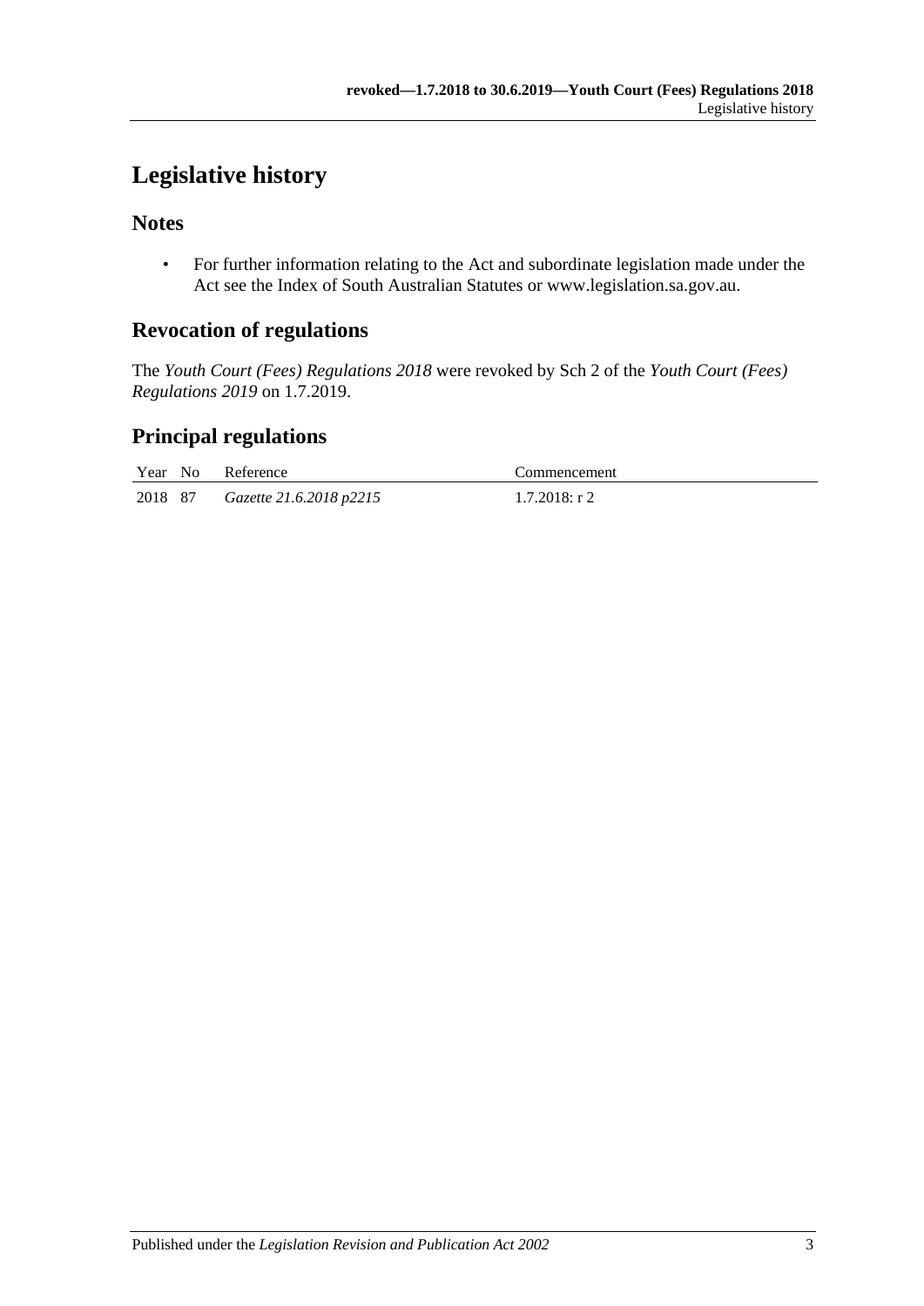# Legislative history

## Notes

- For further information relating to the Act and subordinate legislation made under the Act see the Index of South Australian Statutes or www.legislation.sa.gov.au.

## Revocation of regulations

The *Youth Court (Fees) Regulations 2018* were revoked by Sch 2 of the *Youth Court (Fees) Regulations 2019* on 1.7.2019.

## Principal regulations

| Year | No | Reference | Commencement |
|---|---|---|---|
| 2018 | 87 | *Gazette 21.6.2018 p2215* | 1.7.2018: r 2 |